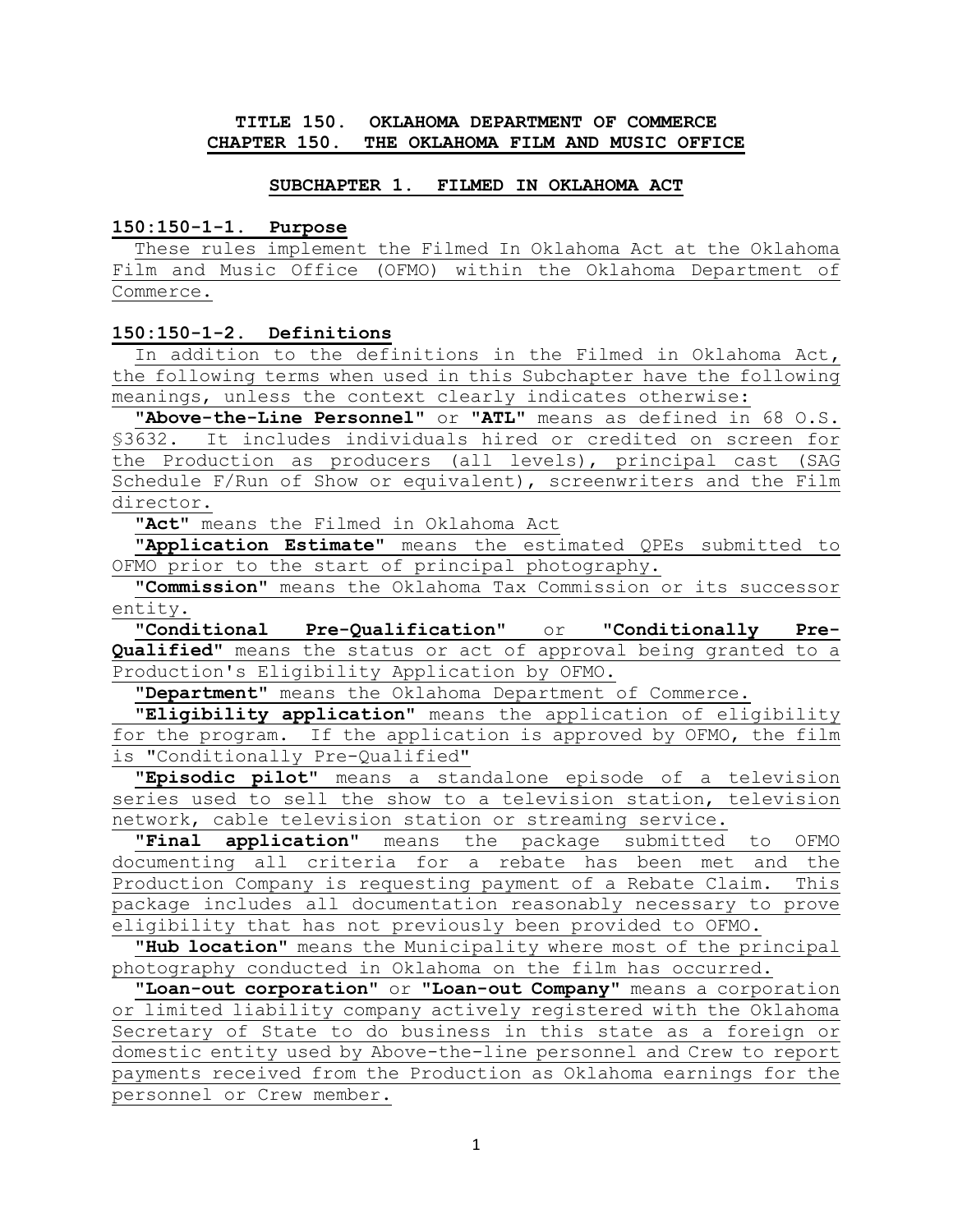# TITLE 150. OKLAHOMA DEPARTMENT OF COMMERCE
# CHAPTER 150. THE OKLAHOMA FILM AND MUSIC OFFICE

## SUBCHAPTER 1. FILMED IN OKLAHOMA ACT

### 150:150-1-1. Purpose

These rules implement the Filmed In Oklahoma Act at the Oklahoma Film and Music Office (OFMO) within the Oklahoma Department of Commerce.

### 150:150-1-2. Definitions

In addition to the definitions in the Filmed in Oklahoma Act, the following terms when used in this Subchapter have the following meanings, unless the context clearly indicates otherwise:

**"Above-the-Line Personnel"** or **"ATL"** means as defined in 68 O.S. §3632. It includes individuals hired or credited on screen for the Production as producers (all levels), principal cast (SAG Schedule F/Run of Show or equivalent), screenwriters and the Film director.

**"Act"** means the Filmed in Oklahoma Act

**"Application Estimate"** means the estimated QPEs submitted to OFMO prior to the start of principal photography.

**"Commission"** means the Oklahoma Tax Commission or its successor entity.

**"Conditional Pre-Qualification"** or **"Conditionally Pre-Qualified"** means the status or act of approval being granted to a Production's Eligibility Application by OFMO.

**"Department"** means the Oklahoma Department of Commerce.

**"Eligibility application"** means the application of eligibility for the program. If the application is approved by OFMO, the film is "Conditionally Pre-Qualified"

**"Episodic pilot"** means a standalone episode of a television series used to sell the show to a television station, television network, cable television station or streaming service.

**"Final application"** means the package submitted to OFMO documenting all criteria for a rebate has been met and the Production Company is requesting payment of a Rebate Claim. This package includes all documentation reasonably necessary to prove eligibility that has not previously been provided to OFMO.

**"Hub location"** means the Municipality where most of the principal photography conducted in Oklahoma on the film has occurred.

**"Loan-out corporation"** or **"Loan-out Company"** means a corporation or limited liability company actively registered with the Oklahoma Secretary of State to do business in this state as a foreign or domestic entity used by Above-the-line personnel and Crew to report payments received from the Production as Oklahoma earnings for the personnel or Crew member.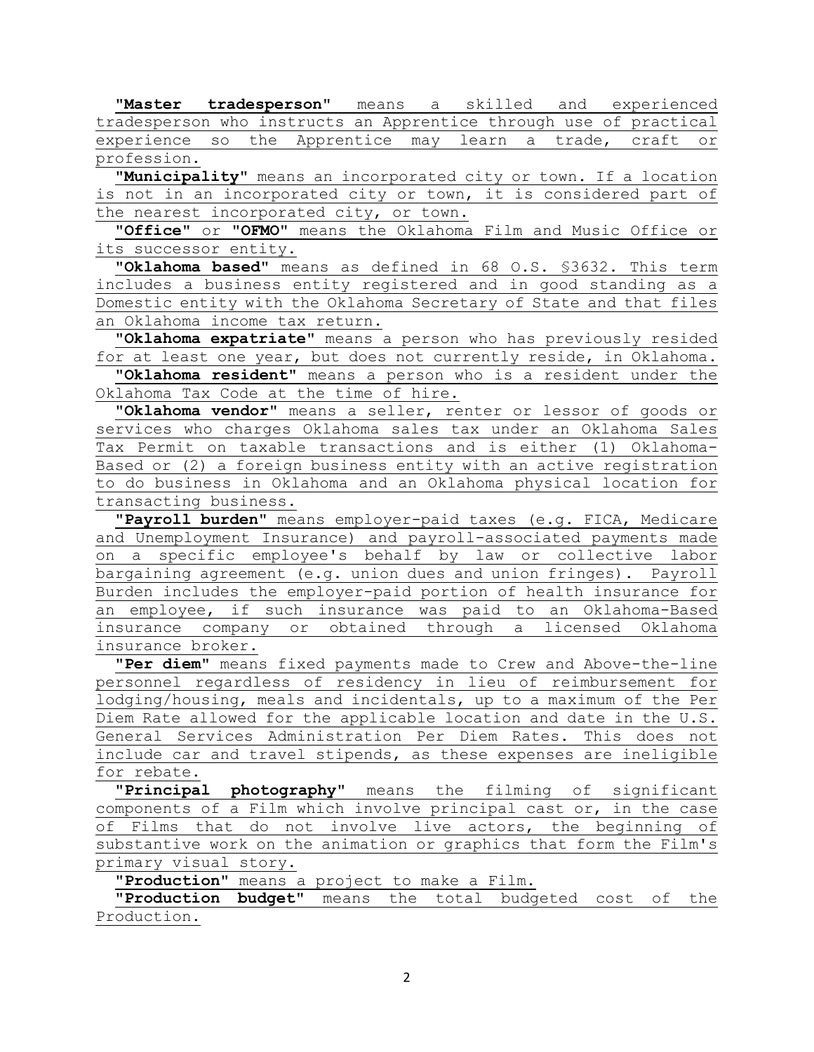"**Master tradesperson**" means a skilled and experienced tradesperson who instructs an Apprentice through use of practical experience so the Apprentice may learn a trade, craft or profession.

"**Municipality**" means an incorporated city or town. If a location is not in an incorporated city or town, it is considered part of the nearest incorporated city, or town.

"**Office**" or "**OFMO**" means the Oklahoma Film and Music Office or its successor entity.

"**Oklahoma based**" means as defined in 68 O.S. §3632. This term includes a business entity registered and in good standing as a Domestic entity with the Oklahoma Secretary of State and that files an Oklahoma income tax return.

"**Oklahoma expatriate**" means a person who has previously resided for at least one year, but does not currently reside, in Oklahoma.

"**Oklahoma resident**" means a person who is a resident under the Oklahoma Tax Code at the time of hire.

"**Oklahoma vendor**" means a seller, renter or lessor of goods or services who charges Oklahoma sales tax under an Oklahoma Sales Tax Permit on taxable transactions and is either (1) Oklahoma-Based or (2) a foreign business entity with an active registration to do business in Oklahoma and an Oklahoma physical location for transacting business.

"**Payroll burden**" means employer-paid taxes (e.g. FICA, Medicare and Unemployment Insurance) and payroll-associated payments made on a specific employee's behalf by law or collective labor bargaining agreement (e.g. union dues and union fringes). Payroll Burden includes the employer-paid portion of health insurance for an employee, if such insurance was paid to an Oklahoma-Based insurance company or obtained through a licensed Oklahoma insurance broker.

"**Per diem**" means fixed payments made to Crew and Above-the-line personnel regardless of residency in lieu of reimbursement for lodging/housing, meals and incidentals, up to a maximum of the Per Diem Rate allowed for the applicable location and date in the U.S. General Services Administration Per Diem Rates. This does not include car and travel stipends, as these expenses are ineligible for rebate.

"**Principal photography**" means the filming of significant components of a Film which involve principal cast or, in the case of Films that do not involve live actors, the beginning of substantive work on the animation or graphics that form the Film's primary visual story.

"**Production**" means a project to make a Film.

"**Production budget**" means the total budgeted cost of the Production.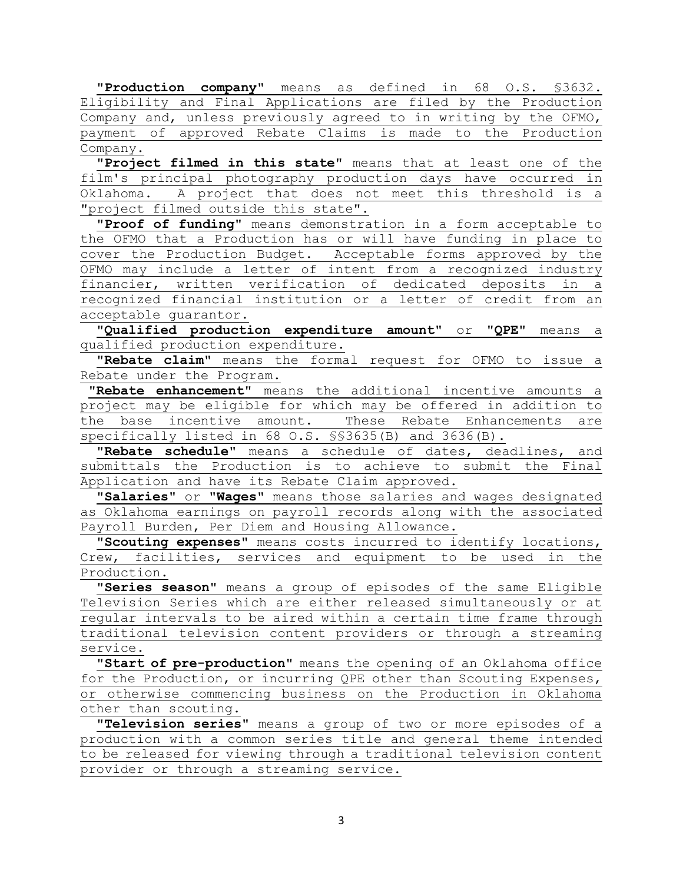"**Production company**" means as defined in 68 O.S. §3632. Eligibility and Final Applications are filed by the Production Company and, unless previously agreed to in writing by the OFMO, payment of approved Rebate Claims is made to the Production Company.

"**Project filmed in this state**" means that at least one of the film's principal photography production days have occurred in Oklahoma. A project that does not meet this threshold is a "project filmed outside this state".

"**Proof of funding**" means demonstration in a form acceptable to the OFMO that a Production has or will have funding in place to cover the Production Budget. Acceptable forms approved by the OFMO may include a letter of intent from a recognized industry financier, written verification of dedicated deposits in a recognized financial institution or a letter of credit from an acceptable guarantor.

"**Qualified production expenditure amount**" or "**QPE**" means a qualified production expenditure.

"**Rebate claim**" means the formal request for OFMO to issue a Rebate under the Program.

"**Rebate enhancement**" means the additional incentive amounts a project may be eligible for which may be offered in addition to the base incentive amount. These Rebate Enhancements are specifically listed in 68 O.S. §§3635(B) and 3636(B).

"**Rebate schedule**" means a schedule of dates, deadlines, and submittals the Production is to achieve to submit the Final Application and have its Rebate Claim approved.

"**Salaries**" or "**Wages**" means those salaries and wages designated as Oklahoma earnings on payroll records along with the associated Payroll Burden, Per Diem and Housing Allowance.

"**Scouting expenses**" means costs incurred to identify locations, Crew, facilities, services and equipment to be used in the Production.

"**Series season**" means a group of episodes of the same Eligible Television Series which are either released simultaneously or at regular intervals to be aired within a certain time frame through traditional television content providers or through a streaming service.

"**Start of pre-production**" means the opening of an Oklahoma office for the Production, or incurring QPE other than Scouting Expenses, or otherwise commencing business on the Production in Oklahoma other than scouting.

"**Television series**" means a group of two or more episodes of a production with a common series title and general theme intended to be released for viewing through a traditional television content provider or through a streaming service.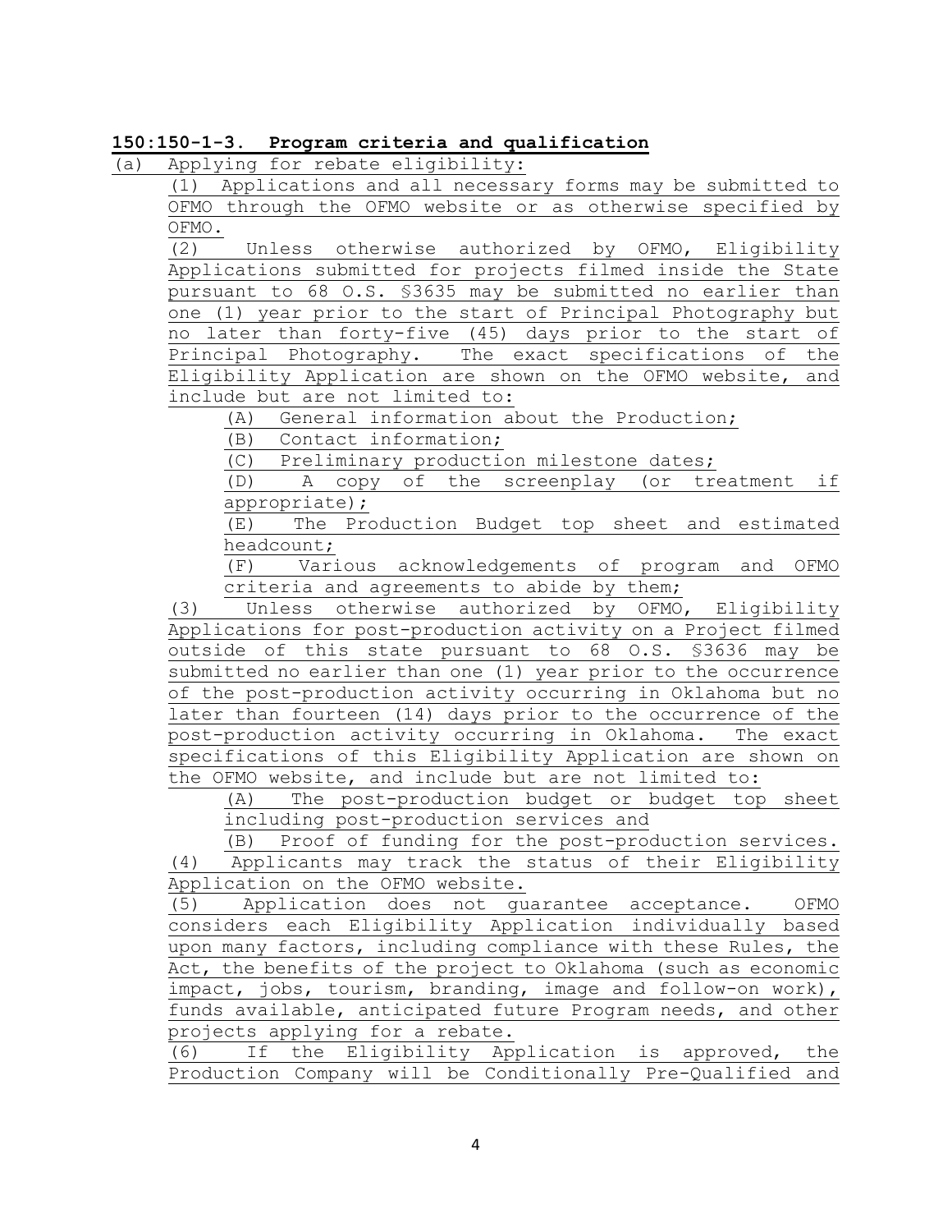**150:150-1-3. Program criteria and qualification**

(a) Applying for rebate eligibility:

(1) Applications and all necessary forms may be submitted to OFMO through the OFMO website or as otherwise specified by OFMO.

(2) Unless otherwise authorized by OFMO, Eligibility Applications submitted for projects filmed inside the State pursuant to 68 O.S. §3635 may be submitted no earlier than one (1) year prior to the start of Principal Photography but no later than forty-five (45) days prior to the start of Principal Photography. The exact specifications of the Eligibility Application are shown on the OFMO website, and include but are not limited to:

(A) General information about the Production;

(B) Contact information;

(C) Preliminary production milestone dates;

(D) A copy of the screenplay (or treatment if appropriate);

(E) The Production Budget top sheet and estimated headcount;

(F) Various acknowledgements of program and OFMO criteria and agreements to abide by them;

(3) Unless otherwise authorized by OFMO, Eligibility Applications for post-production activity on a Project filmed outside of this state pursuant to 68 O.S. §3636 may be submitted no earlier than one (1) year prior to the occurrence of the post-production activity occurring in Oklahoma but no later than fourteen (14) days prior to the occurrence of the post-production activity occurring in Oklahoma. The exact specifications of this Eligibility Application are shown on the OFMO website, and include but are not limited to:

(A) The post-production budget or budget top sheet including post-production services and

(B) Proof of funding for the post-production services.

(4) Applicants may track the status of their Eligibility Application on the OFMO website.

(5) Application does not guarantee acceptance. OFMO considers each Eligibility Application individually based upon many factors, including compliance with these Rules, the Act, the benefits of the project to Oklahoma (such as economic impact, jobs, tourism, branding, image and follow-on work), funds available, anticipated future Program needs, and other projects applying for a rebate.

(6) If the Eligibility Application is approved, the Production Company will be Conditionally Pre-Qualified and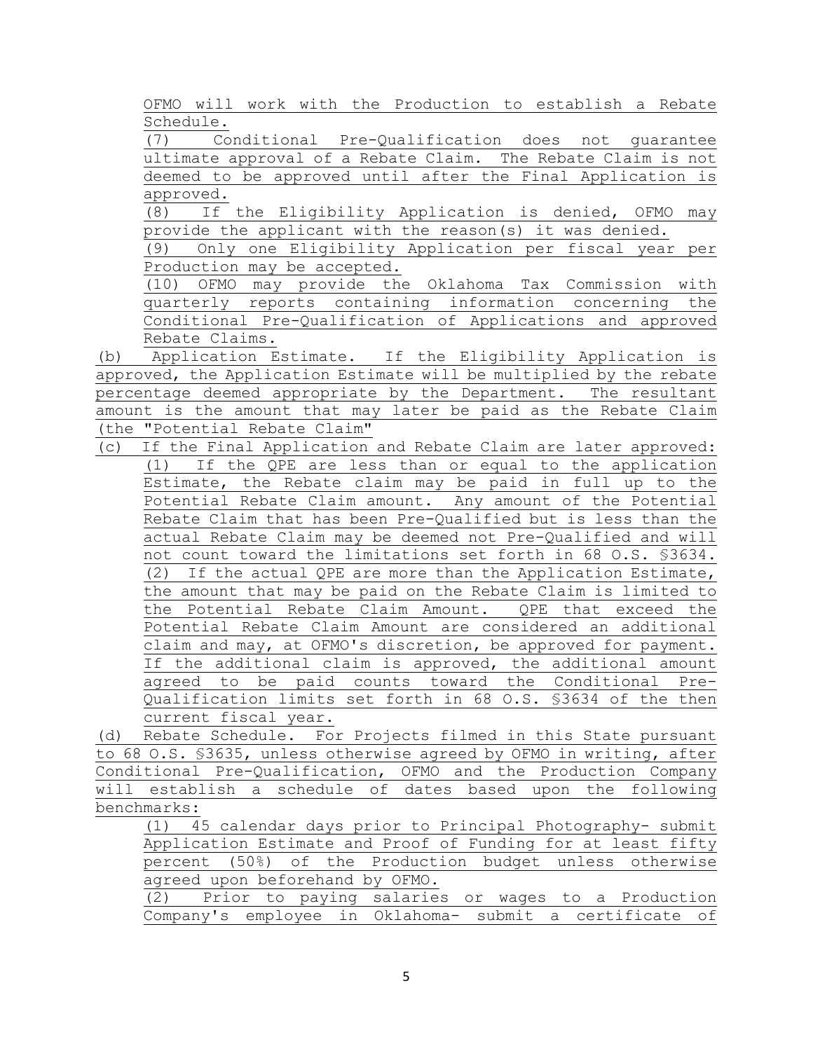OFMO will work with the Production to establish a Rebate Schedule.

(7) Conditional Pre-Qualification does not guarantee ultimate approval of a Rebate Claim. The Rebate Claim is not deemed to be approved until after the Final Application is approved.

(8) If the Eligibility Application is denied, OFMO may provide the applicant with the reason(s) it was denied.

(9) Only one Eligibility Application per fiscal year per Production may be accepted.

(10) OFMO may provide the Oklahoma Tax Commission with quarterly reports containing information concerning the Conditional Pre-Qualification of Applications and approved Rebate Claims.

(b) Application Estimate. If the Eligibility Application is approved, the Application Estimate will be multiplied by the rebate percentage deemed appropriate by the Department. The resultant amount is the amount that may later be paid as the Rebate Claim (the "Potential Rebate Claim"

(c) If the Final Application and Rebate Claim are later approved:

(1) If the QPE are less than or equal to the application Estimate, the Rebate claim may be paid in full up to the Potential Rebate Claim amount. Any amount of the Potential Rebate Claim that has been Pre-Qualified but is less than the actual Rebate Claim may be deemed not Pre-Qualified and will not count toward the limitations set forth in 68 O.S. §3634.

(2) If the actual QPE are more than the Application Estimate, the amount that may be paid on the Rebate Claim is limited to the Potential Rebate Claim Amount. QPE that exceed the Potential Rebate Claim Amount are considered an additional claim and may, at OFMO's discretion, be approved for payment. If the additional claim is approved, the additional amount agreed to be paid counts toward the Conditional Pre-Qualification limits set forth in 68 O.S. §3634 of the then current fiscal year.

(d) Rebate Schedule. For Projects filmed in this State pursuant to 68 O.S. §3635, unless otherwise agreed by OFMO in writing, after Conditional Pre-Qualification, OFMO and the Production Company will establish a schedule of dates based upon the following benchmarks:

(1) 45 calendar days prior to Principal Photography- submit Application Estimate and Proof of Funding for at least fifty percent (50%) of the Production budget unless otherwise agreed upon beforehand by OFMO.

(2) Prior to paying salaries or wages to a Production Company's employee in Oklahoma- submit a certificate of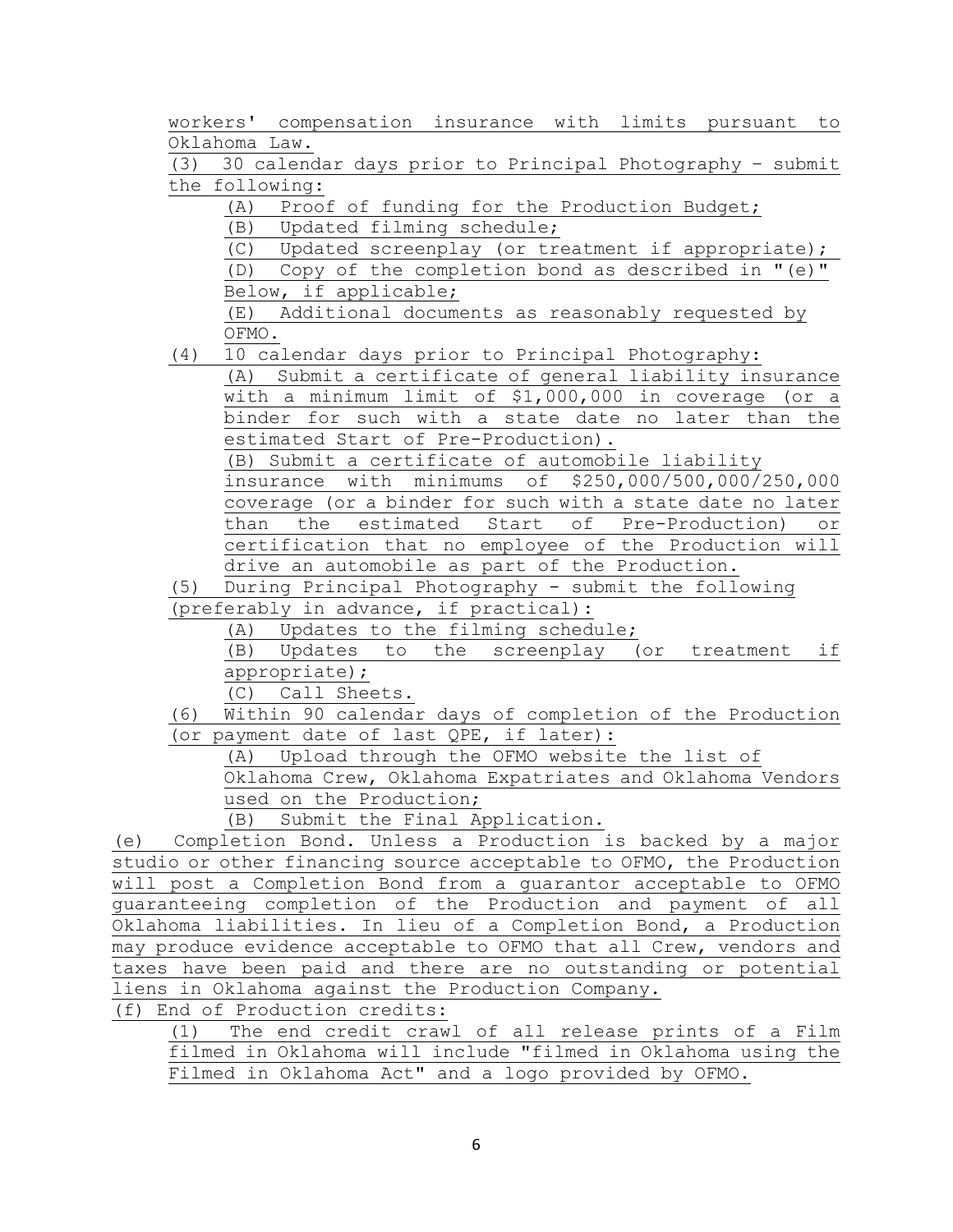workers' compensation insurance with limits pursuant to Oklahoma Law.

(3) 30 calendar days prior to Principal Photography – submit the following:

(A) Proof of funding for the Production Budget;

(B) Updated filming schedule;

(C) Updated screenplay (or treatment if appropriate);

(D) Copy of the completion bond as described in "(e)" Below, if applicable;

(E) Additional documents as reasonably requested by OFMO.

(4) 10 calendar days prior to Principal Photography:

(A) Submit a certificate of general liability insurance with a minimum limit of $1,000,000 in coverage (or a binder for such with a state date no later than the estimated Start of Pre-Production).

(B) Submit a certificate of automobile liability insurance with minimums of $250,000/500,000/250,000 coverage (or a binder for such with a state date no later than the estimated Start of Pre-Production) or certification that no employee of the Production will drive an automobile as part of the Production.

(5) During Principal Photography - submit the following (preferably in advance, if practical):

(A) Updates to the filming schedule;

(B) Updates to the screenplay (or treatment if appropriate);

(C) Call Sheets.

(6) Within 90 calendar days of completion of the Production (or payment date of last QPE, if later):

(A) Upload through the OFMO website the list of Oklahoma Crew, Oklahoma Expatriates and Oklahoma Vendors used on the Production;

(B) Submit the Final Application.

(e) Completion Bond. Unless a Production is backed by a major studio or other financing source acceptable to OFMO, the Production will post a Completion Bond from a guarantor acceptable to OFMO guaranteeing completion of the Production and payment of all Oklahoma liabilities. In lieu of a Completion Bond, a Production may produce evidence acceptable to OFMO that all Crew, vendors and taxes have been paid and there are no outstanding or potential liens in Oklahoma against the Production Company.

(f) End of Production credits:

(1) The end credit crawl of all release prints of a Film filmed in Oklahoma will include "filmed in Oklahoma using the Filmed in Oklahoma Act" and a logo provided by OFMO.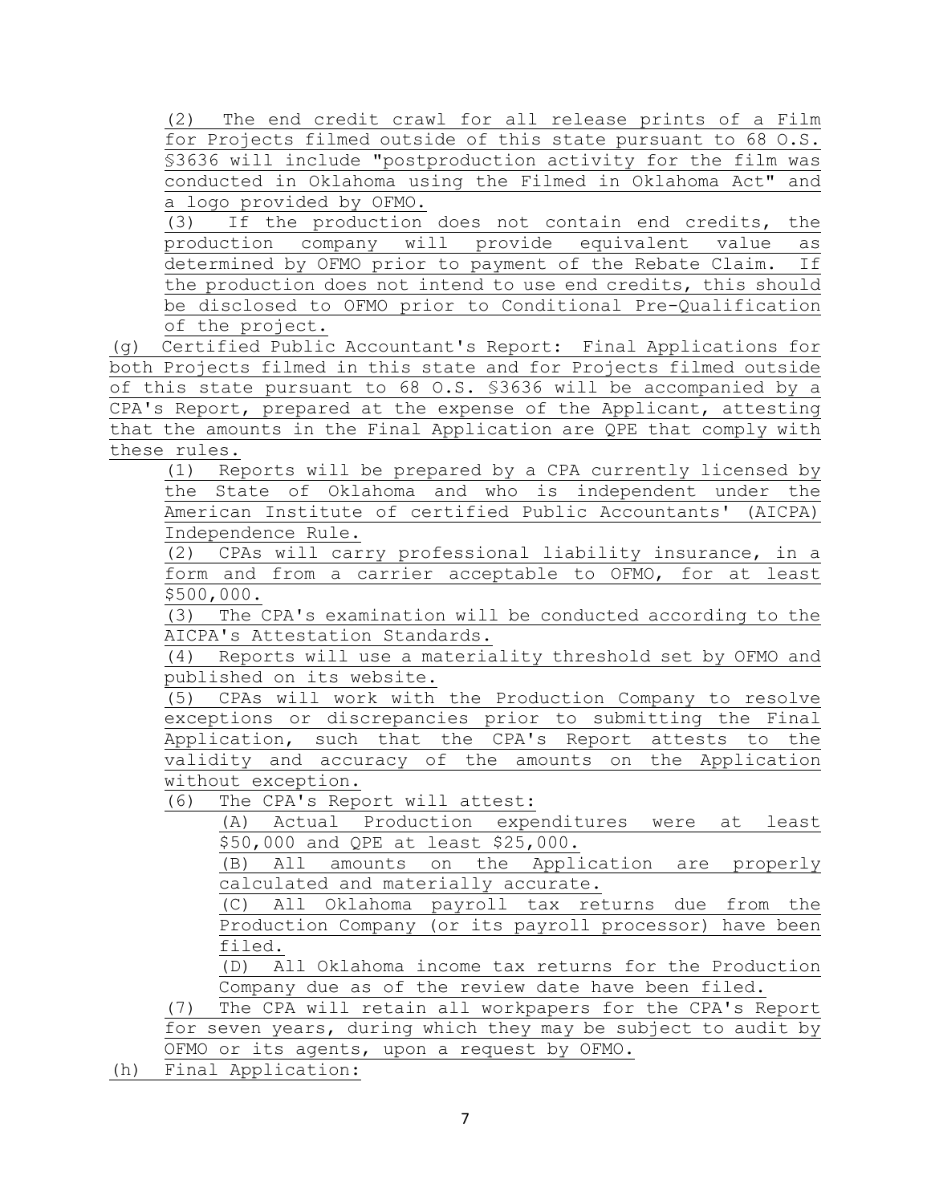(2) The end credit crawl for all release prints of a Film for Projects filmed outside of this state pursuant to 68 O.S. §3636 will include "postproduction activity for the film was conducted in Oklahoma using the Filmed in Oklahoma Act" and a logo provided by OFMO.

(3) If the production does not contain end credits, the production company will provide equivalent value as determined by OFMO prior to payment of the Rebate Claim. If the production does not intend to use end credits, this should be disclosed to OFMO prior to Conditional Pre-Qualification of the project.

(g) Certified Public Accountant's Report: Final Applications for both Projects filmed in this state and for Projects filmed outside of this state pursuant to 68 O.S. §3636 will be accompanied by a CPA's Report, prepared at the expense of the Applicant, attesting that the amounts in the Final Application are QPE that comply with these rules.

(1) Reports will be prepared by a CPA currently licensed by the State of Oklahoma and who is independent under the American Institute of certified Public Accountants' (AICPA) Independence Rule.

(2) CPAs will carry professional liability insurance, in a form and from a carrier acceptable to OFMO, for at least $500,000.

(3) The CPA's examination will be conducted according to the AICPA's Attestation Standards.

(4) Reports will use a materiality threshold set by OFMO and published on its website.

(5) CPAs will work with the Production Company to resolve exceptions or discrepancies prior to submitting the Final Application, such that the CPA's Report attests to the validity and accuracy of the amounts on the Application without exception.

(6) The CPA's Report will attest:

(A) Actual Production expenditures were at least $50,000 and QPE at least $25,000.

(B) All amounts on the Application are properly calculated and materially accurate.

(C) All Oklahoma payroll tax returns due from the Production Company (or its payroll processor) have been filed.

(D) All Oklahoma income tax returns for the Production Company due as of the review date have been filed.

(7) The CPA will retain all workpapers for the CPA's Report for seven years, during which they may be subject to audit by OFMO or its agents, upon a request by OFMO.

(h) Final Application: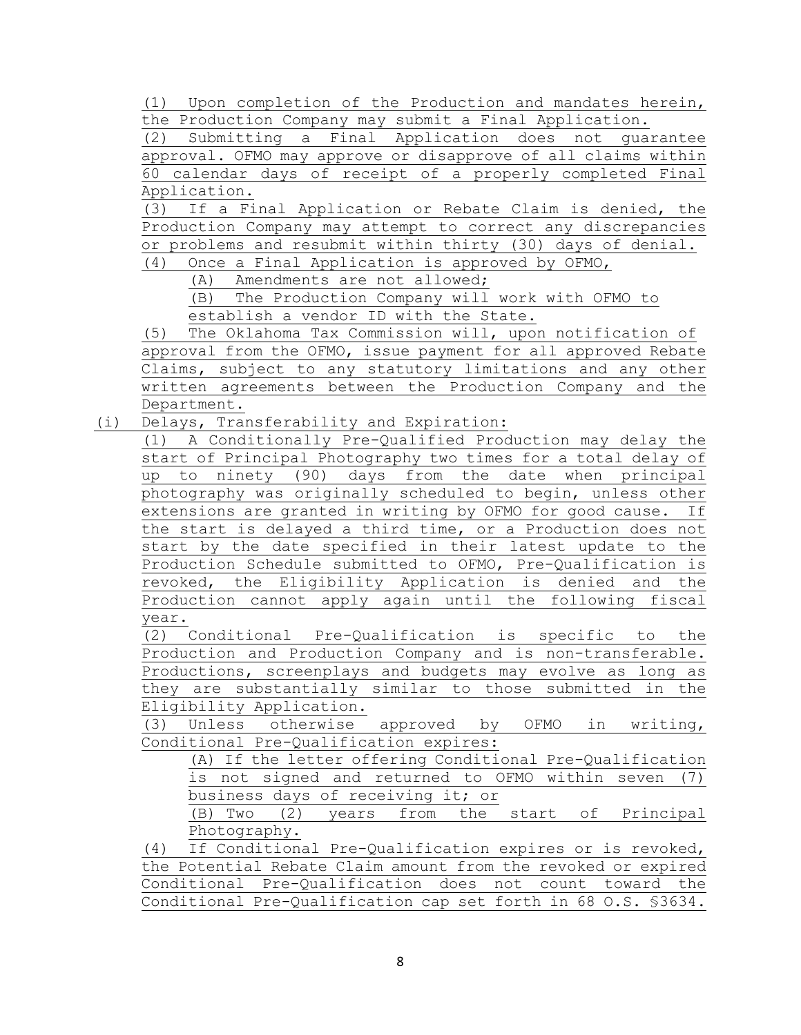(1) Upon completion of the Production and mandates herein, the Production Company may submit a Final Application.

(2) Submitting a Final Application does not guarantee approval. OFMO may approve or disapprove of all claims within 60 calendar days of receipt of a properly completed Final Application.

(3) If a Final Application or Rebate Claim is denied, the Production Company may attempt to correct any discrepancies or problems and resubmit within thirty (30) days of denial.

(4) Once a Final Application is approved by OFMO,

(A) Amendments are not allowed;

(B) The Production Company will work with OFMO to establish a vendor ID with the State.

(5) The Oklahoma Tax Commission will, upon notification of approval from the OFMO, issue payment for all approved Rebate Claims, subject to any statutory limitations and any other written agreements between the Production Company and the Department.

(i) Delays, Transferability and Expiration:

(1) A Conditionally Pre-Qualified Production may delay the start of Principal Photography two times for a total delay of up to ninety (90) days from the date when principal photography was originally scheduled to begin, unless other extensions are granted in writing by OFMO for good cause. If the start is delayed a third time, or a Production does not start by the date specified in their latest update to the Production Schedule submitted to OFMO, Pre-Qualification is revoked, the Eligibility Application is denied and the Production cannot apply again until the following fiscal year.

(2) Conditional Pre-Qualification is specific to the Production and Production Company and is non-transferable. Productions, screenplays and budgets may evolve as long as they are substantially similar to those submitted in the Eligibility Application.

(3) Unless otherwise approved by OFMO in writing, Conditional Pre-Qualification expires:

(A) If the letter offering Conditional Pre-Qualification is not signed and returned to OFMO within seven (7) business days of receiving it; or

(B) Two (2) years from the start of Principal Photography.

(4) If Conditional Pre-Qualification expires or is revoked, the Potential Rebate Claim amount from the revoked or expired Conditional Pre-Qualification does not count toward the Conditional Pre-Qualification cap set forth in 68 O.S. §3634.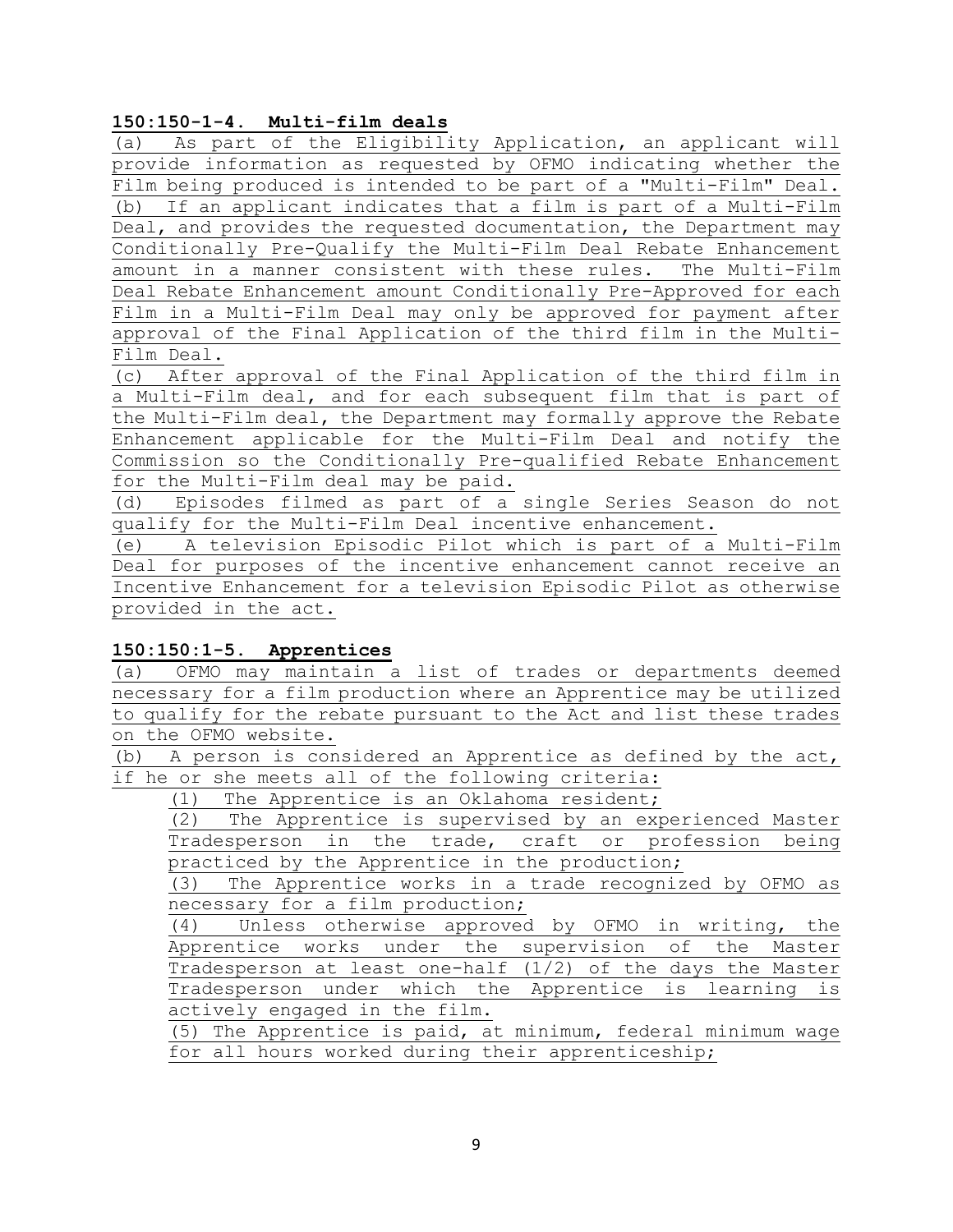**150:150-1-4. Multi-film deals**

(a) As part of the Eligibility Application, an applicant will provide information as requested by OFMO indicating whether the Film being produced is intended to be part of a "Multi-Film" Deal.

(b) If an applicant indicates that a film is part of a Multi-Film Deal, and provides the requested documentation, the Department may Conditionally Pre-Qualify the Multi-Film Deal Rebate Enhancement amount in a manner consistent with these rules. The Multi-Film Deal Rebate Enhancement amount Conditionally Pre-Approved for each Film in a Multi-Film Deal may only be approved for payment after approval of the Final Application of the third film in the Multi-Film Deal.

(c) After approval of the Final Application of the third film in a Multi-Film deal, and for each subsequent film that is part of the Multi-Film deal, the Department may formally approve the Rebate Enhancement applicable for the Multi-Film Deal and notify the Commission so the Conditionally Pre-qualified Rebate Enhancement for the Multi-Film deal may be paid.

(d) Episodes filmed as part of a single Series Season do not qualify for the Multi-Film Deal incentive enhancement.

(e) A television Episodic Pilot which is part of a Multi-Film Deal for purposes of the incentive enhancement cannot receive an Incentive Enhancement for a television Episodic Pilot as otherwise provided in the act.

**150:150:1-5. Apprentices**

(a) OFMO may maintain a list of trades or departments deemed necessary for a film production where an Apprentice may be utilized to qualify for the rebate pursuant to the Act and list these trades on the OFMO website.

(b) A person is considered an Apprentice as defined by the act, if he or she meets all of the following criteria:

(1) The Apprentice is an Oklahoma resident;

(2) The Apprentice is supervised by an experienced Master Tradesperson in the trade, craft or profession being practiced by the Apprentice in the production;

(3) The Apprentice works in a trade recognized by OFMO as necessary for a film production;

(4) Unless otherwise approved by OFMO in writing, the Apprentice works under the supervision of the Master Tradesperson at least one-half (1/2) of the days the Master Tradesperson under which the Apprentice is learning is actively engaged in the film.

(5) The Apprentice is paid, at minimum, federal minimum wage for all hours worked during their apprenticeship;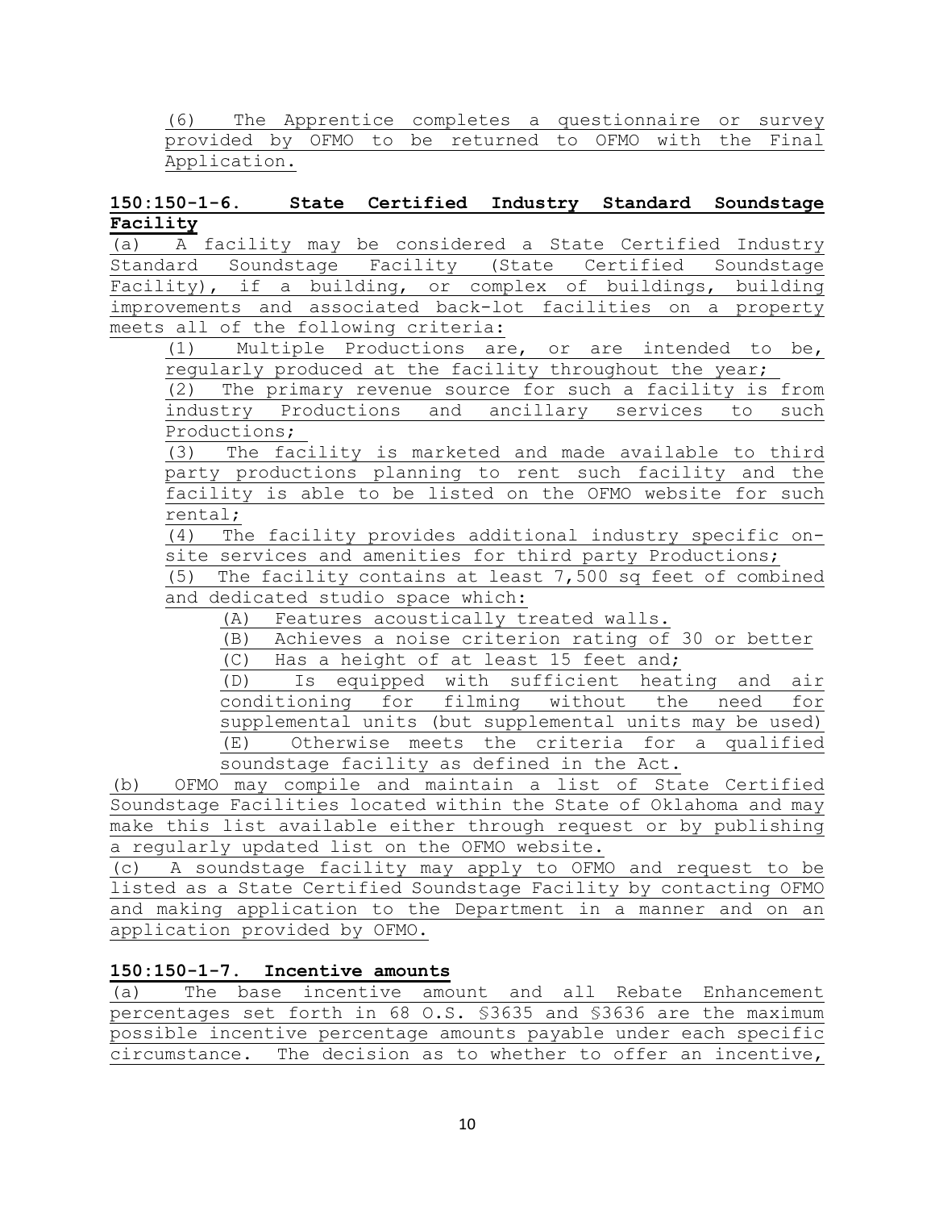(6) The Apprentice completes a questionnaire or survey provided by OFMO to be returned to OFMO with the Final Application.

**150:150-1-6. State Certified Industry Standard Soundstage Facility**

(a) A facility may be considered a State Certified Industry Standard Soundstage Facility (State Certified Soundstage Facility), if a building, or complex of buildings, building improvements and associated back-lot facilities on a property meets all of the following criteria:

(1) Multiple Productions are, or are intended to be, regularly produced at the facility throughout the year;

(2) The primary revenue source for such a facility is from industry Productions and ancillary services to such Productions;

(3) The facility is marketed and made available to third party productions planning to rent such facility and the facility is able to be listed on the OFMO website for such rental;

(4) The facility provides additional industry specific on-site services and amenities for third party Productions;

(5) The facility contains at least 7,500 sq feet of combined and dedicated studio space which:

(A) Features acoustically treated walls.

(B) Achieves a noise criterion rating of 30 or better

(C) Has a height of at least 15 feet and;

(D) Is equipped with sufficient heating and air conditioning for filming without the need for supplemental units (but supplemental units may be used)

(E) Otherwise meets the criteria for a qualified soundstage facility as defined in the Act.

(b) OFMO may compile and maintain a list of State Certified Soundstage Facilities located within the State of Oklahoma and may make this list available either through request or by publishing a regularly updated list on the OFMO website.

(c) A soundstage facility may apply to OFMO and request to be listed as a State Certified Soundstage Facility by contacting OFMO and making application to the Department in a manner and on an application provided by OFMO.

**150:150-1-7. Incentive amounts**

(a) The base incentive amount and all Rebate Enhancement percentages set forth in 68 O.S. §3635 and §3636 are the maximum possible incentive percentage amounts payable under each specific circumstance. The decision as to whether to offer an incentive,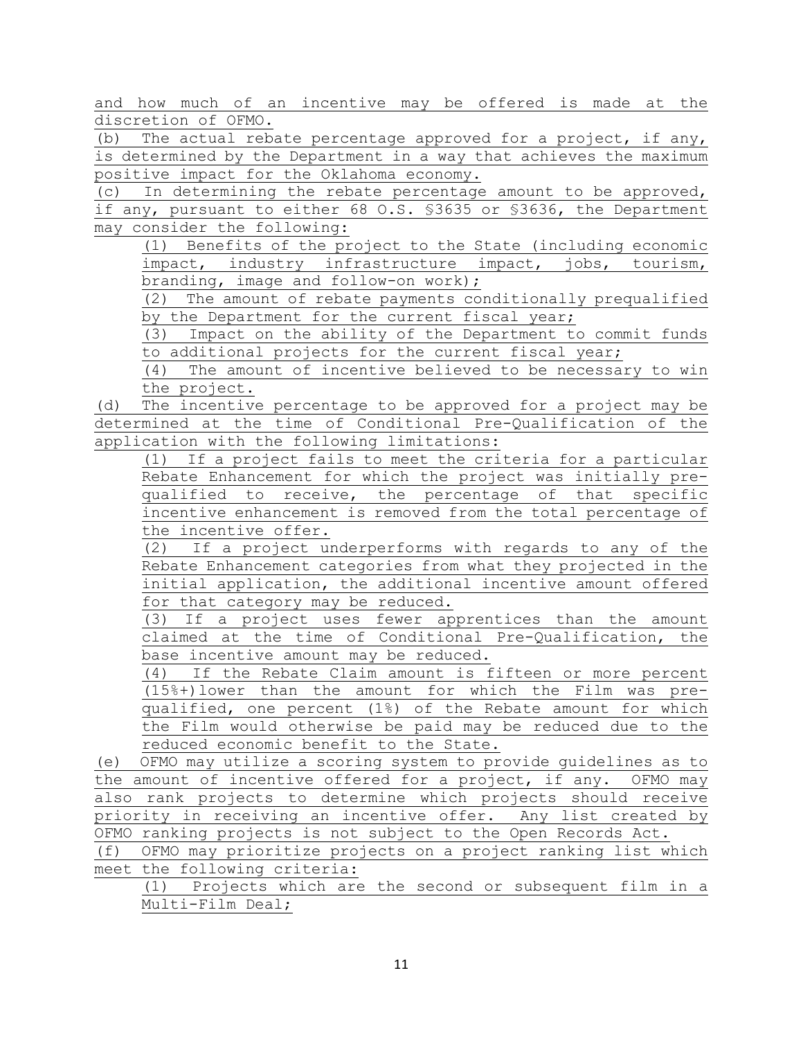and how much of an incentive may be offered is made at the discretion of OFMO.

(b) The actual rebate percentage approved for a project, if any, is determined by the Department in a way that achieves the maximum positive impact for the Oklahoma economy.

(c) In determining the rebate percentage amount to be approved, if any, pursuant to either 68 O.S. §3635 or §3636, the Department may consider the following:

(1) Benefits of the project to the State (including economic impact, industry infrastructure impact, jobs, tourism, branding, image and follow-on work);

(2) The amount of rebate payments conditionally prequalified by the Department for the current fiscal year;

(3) Impact on the ability of the Department to commit funds to additional projects for the current fiscal year;

(4) The amount of incentive believed to be necessary to win the project.

(d) The incentive percentage to be approved for a project may be determined at the time of Conditional Pre-Qualification of the application with the following limitations:

(1) If a project fails to meet the criteria for a particular Rebate Enhancement for which the project was initially pre-qualified to receive, the percentage of that specific incentive enhancement is removed from the total percentage of the incentive offer.

(2) If a project underperforms with regards to any of the Rebate Enhancement categories from what they projected in the initial application, the additional incentive amount offered for that category may be reduced.

(3) If a project uses fewer apprentices than the amount claimed at the time of Conditional Pre-Qualification, the base incentive amount may be reduced.

(4) If the Rebate Claim amount is fifteen or more percent (15%+) lower than the amount for which the Film was pre-qualified, one percent (1%) of the Rebate amount for which the Film would otherwise be paid may be reduced due to the reduced economic benefit to the State.

(e) OFMO may utilize a scoring system to provide guidelines as to the amount of incentive offered for a project, if any. OFMO may also rank projects to determine which projects should receive priority in receiving an incentive offer. Any list created by OFMO ranking projects is not subject to the Open Records Act.

(f) OFMO may prioritize projects on a project ranking list which meet the following criteria:

(1) Projects which are the second or subsequent film in a Multi-Film Deal;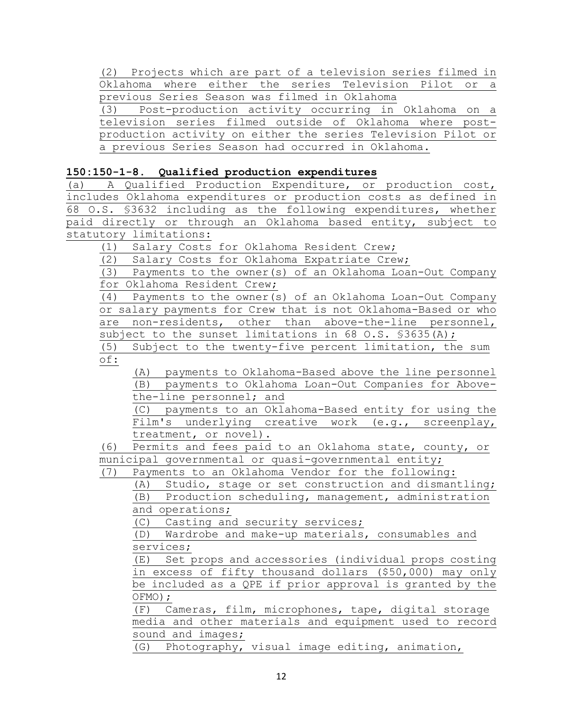(2) Projects which are part of a television series filmed in Oklahoma where either the series Television Pilot or a previous Series Season was filmed in Oklahoma

(3) Post-production activity occurring in Oklahoma on a television series filmed outside of Oklahoma where post-production activity on either the series Television Pilot or a previous Series Season had occurred in Oklahoma.

**150:150-1-8. Qualified production expenditures**

(a) A Qualified Production Expenditure, or production cost, includes Oklahoma expenditures or production costs as defined in 68 O.S. §3632 including as the following expenditures, whether paid directly or through an Oklahoma based entity, subject to statutory limitations:

(1) Salary Costs for Oklahoma Resident Crew;

(2) Salary Costs for Oklahoma Expatriate Crew;

(3) Payments to the owner(s) of an Oklahoma Loan-Out Company for Oklahoma Resident Crew;

(4) Payments to the owner(s) of an Oklahoma Loan-Out Company or salary payments for Crew that is not Oklahoma-Based or who are non-residents, other than above-the-line personnel, subject to the sunset limitations in 68 O.S. §3635(A);

(5) Subject to the twenty-five percent limitation, the sum of:

(A) payments to Oklahoma-Based above the line personnel

(B) payments to Oklahoma Loan-Out Companies for Above-the-line personnel; and

(C) payments to an Oklahoma-Based entity for using the Film's underlying creative work (e.g., screenplay, treatment, or novel).

(6) Permits and fees paid to an Oklahoma state, county, or municipal governmental or quasi-governmental entity;

(7) Payments to an Oklahoma Vendor for the following:

(A) Studio, stage or set construction and dismantling;

(B) Production scheduling, management, administration and operations;

(C) Casting and security services;

(D) Wardrobe and make-up materials, consumables and services;

(E) Set props and accessories (individual props costing in excess of fifty thousand dollars ($50,000) may only be included as a QPE if prior approval is granted by the OFMO);

(F) Cameras, film, microphones, tape, digital storage media and other materials and equipment used to record sound and images;

(G) Photography, visual image editing, animation,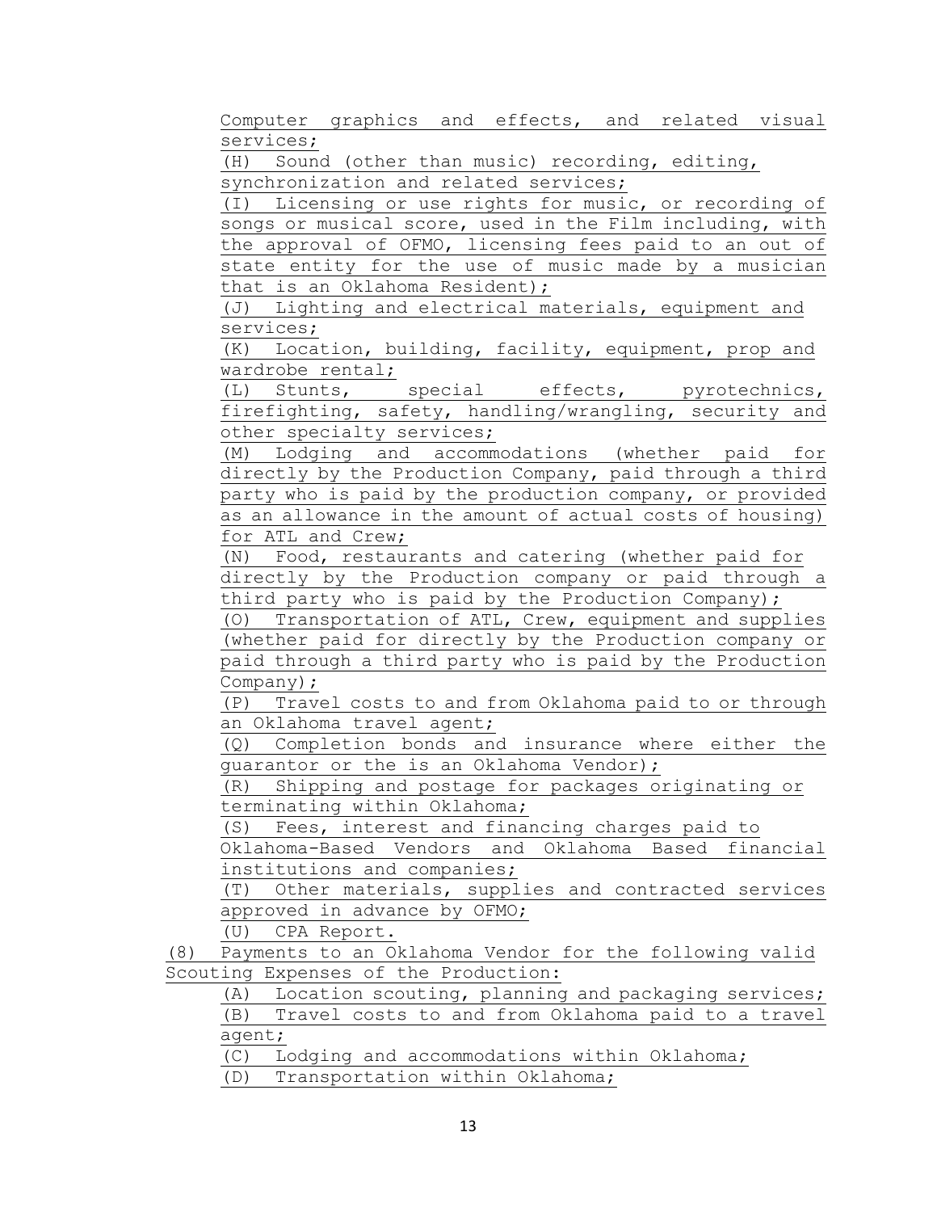Computer graphics and effects, and related visual services;

(H) Sound (other than music) recording, editing, synchronization and related services;

(I) Licensing or use rights for music, or recording of songs or musical score, used in the Film including, with the approval of OFMO, licensing fees paid to an out of state entity for the use of music made by a musician that is an Oklahoma Resident);

(J) Lighting and electrical materials, equipment and services;

(K) Location, building, facility, equipment, prop and wardrobe rental;

(L) Stunts, special effects, pyrotechnics, firefighting, safety, handling/wrangling, security and other specialty services;

(M) Lodging and accommodations (whether paid for directly by the Production Company, paid through a third party who is paid by the production company, or provided as an allowance in the amount of actual costs of housing) for ATL and Crew;

(N) Food, restaurants and catering (whether paid for directly by the Production company or paid through a third party who is paid by the Production Company);

(O) Transportation of ATL, Crew, equipment and supplies (whether paid for directly by the Production company or paid through a third party who is paid by the Production Company);

(P) Travel costs to and from Oklahoma paid to or through an Oklahoma travel agent;

(Q) Completion bonds and insurance where either the guarantor or the is an Oklahoma Vendor);

(R) Shipping and postage for packages originating or terminating within Oklahoma;

(S) Fees, interest and financing charges paid to Oklahoma-Based Vendors and Oklahoma Based financial institutions and companies;

(T) Other materials, supplies and contracted services approved in advance by OFMO;

(U) CPA Report.

(8) Payments to an Oklahoma Vendor for the following valid Scouting Expenses of the Production:

(A) Location scouting, planning and packaging services;

(B) Travel costs to and from Oklahoma paid to a travel agent;

(C) Lodging and accommodations within Oklahoma;

(D) Transportation within Oklahoma;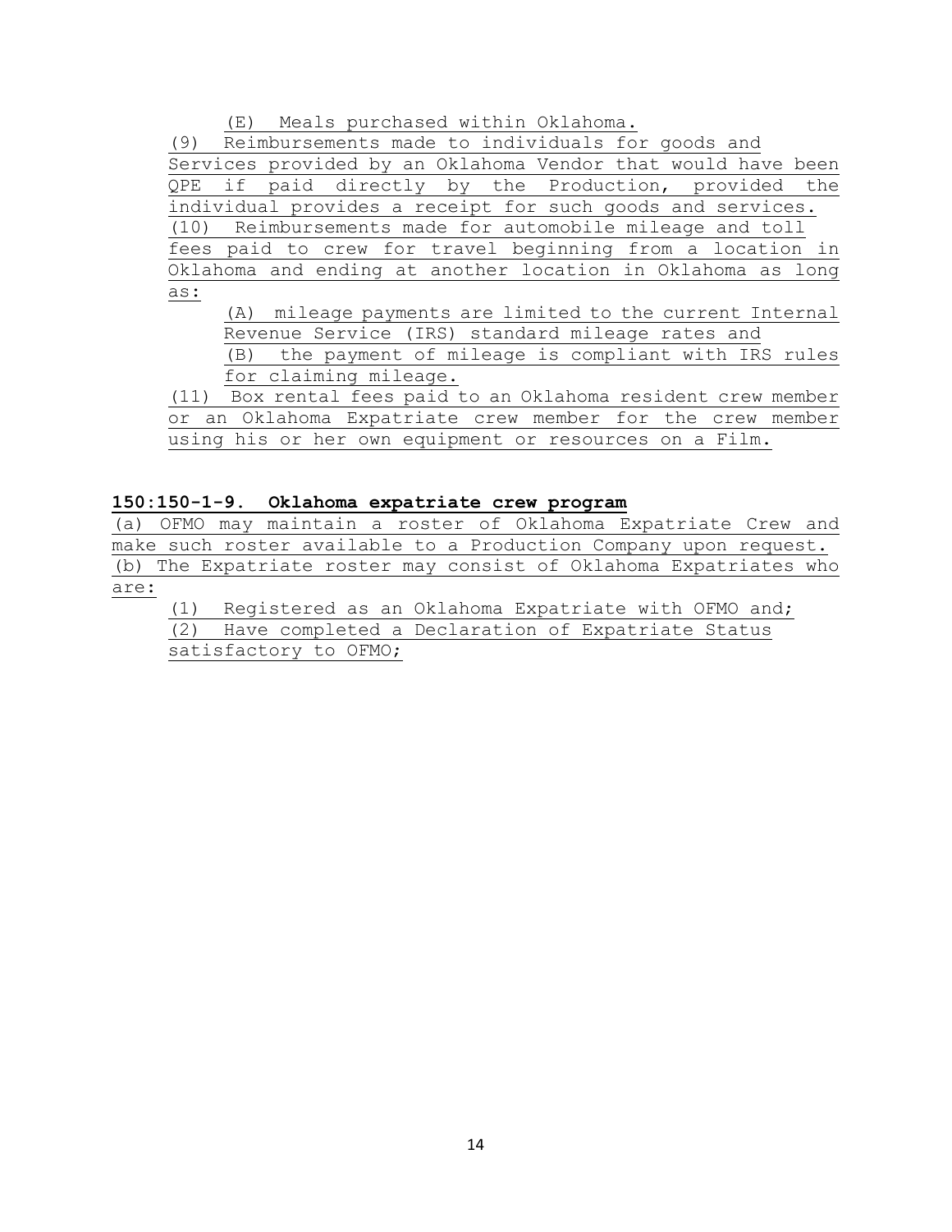(E) Meals purchased within Oklahoma.

(9) Reimbursements made to individuals for goods and Services provided by an Oklahoma Vendor that would have been QPE if paid directly by the Production, provided the individual provides a receipt for such goods and services.

(10) Reimbursements made for automobile mileage and toll fees paid to crew for travel beginning from a location in Oklahoma and ending at another location in Oklahoma as long as:

(A) mileage payments are limited to the current Internal Revenue Service (IRS) standard mileage rates and

(B) the payment of mileage is compliant with IRS rules for claiming mileage.

(11) Box rental fees paid to an Oklahoma resident crew member or an Oklahoma Expatriate crew member for the crew member using his or her own equipment or resources on a Film.

**150:150-1-9. Oklahoma expatriate crew program**

(a) OFMO may maintain a roster of Oklahoma Expatriate Crew and make such roster available to a Production Company upon request.

(b) The Expatriate roster may consist of Oklahoma Expatriates who are:

(1) Registered as an Oklahoma Expatriate with OFMO and;

(2) Have completed a Declaration of Expatriate Status satisfactory to OFMO;